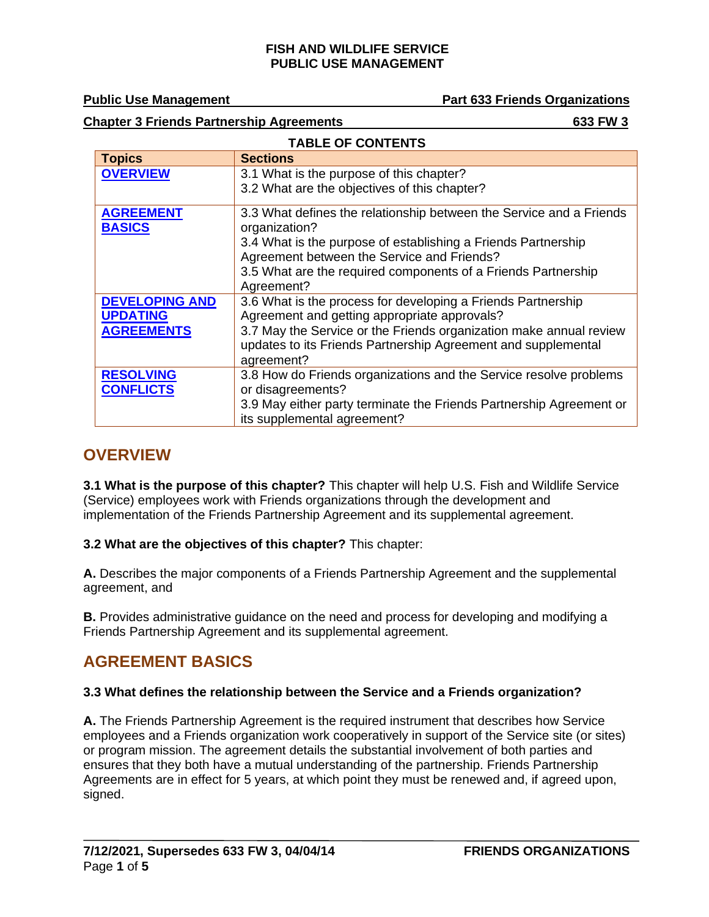**FISH AND WILDLIFE SERVICE**
**PUBLIC USE MANAGEMENT**

**Public Use Management** **Part 633 Friends Organizations**

**Chapter 3 Friends Partnership Agreements** **633 FW 3**

**TABLE OF CONTENTS**

| Topics | Sections |
|---|---|
| **OVERVIEW** | 3.1 What is the purpose of this chapter?<br>3.2 What are the objectives of this chapter? |
| **AGREEMENT BASICS** | 3.3 What defines the relationship between the Service and a Friends organization?<br>3.4 What is the purpose of establishing a Friends Partnership Agreement between the Service and Friends?<br>3.5 What are the required components of a Friends Partnership Agreement? |
| **DEVELOPING AND UPDATING AGREEMENTS** | 3.6 What is the process for developing a Friends Partnership Agreement and getting appropriate approvals?<br>3.7 May the Service or the Friends organization make annual review updates to its Friends Partnership Agreement and supplemental agreement? |
| **RESOLVING CONFLICTS** | 3.8 How do Friends organizations and the Service resolve problems or disagreements?<br>3.9 May either party terminate the Friends Partnership Agreement or its supplemental agreement? |

## OVERVIEW

**3.1 What is the purpose of this chapter?** This chapter will help U.S. Fish and Wildlife Service (Service) employees work with Friends organizations through the development and implementation of the Friends Partnership Agreement and its supplemental agreement.

**3.2 What are the objectives of this chapter?** This chapter:

**A.** Describes the major components of a Friends Partnership Agreement and the supplemental agreement, and

**B.** Provides administrative guidance on the need and process for developing and modifying a Friends Partnership Agreement and its supplemental agreement.

## AGREEMENT BASICS

**3.3 What defines the relationship between the Service and a Friends organization?**

**A.** The Friends Partnership Agreement is the required instrument that describes how Service employees and a Friends organization work cooperatively in support of the Service site (or sites) or program mission. The agreement details the substantial involvement of both parties and ensures that they both have a mutual understanding of the partnership. Friends Partnership Agreements are in effect for 5 years, at which point they must be renewed and, if agreed upon, signed.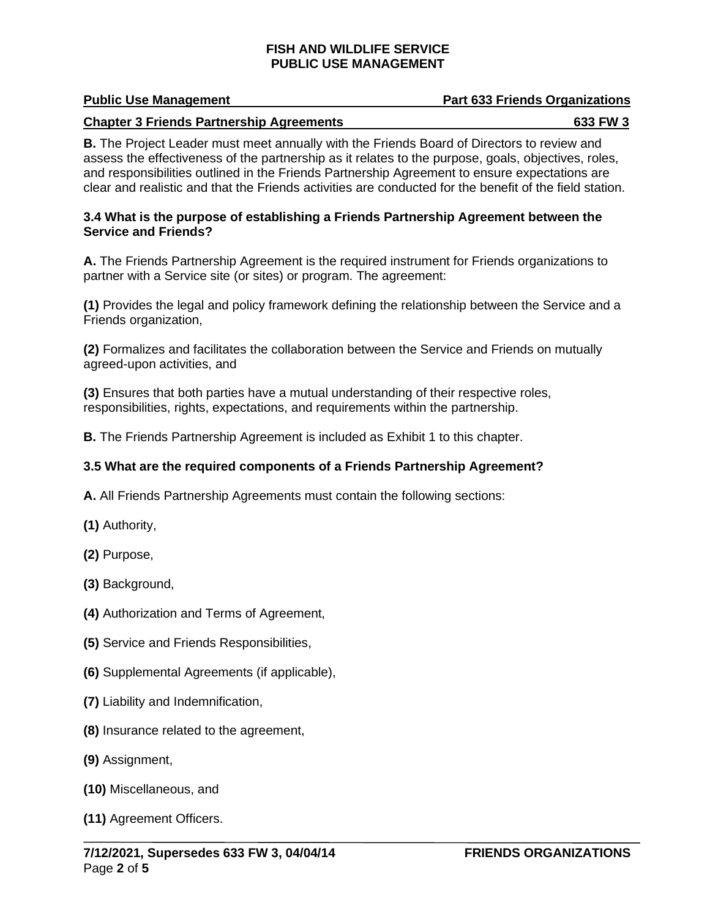**B.** The Project Leader must meet annually with the Friends Board of Directors to review and assess the effectiveness of the partnership as it relates to the purpose, goals, objectives, roles, and responsibilities outlined in the Friends Partnership Agreement to ensure expectations are clear and realistic and that the Friends activities are conducted for the benefit of the field station.

### 3.4 What is the purpose of establishing a Friends Partnership Agreement between the Service and Friends?

**A.** The Friends Partnership Agreement is the required instrument for Friends organizations to partner with a Service site (or sites) or program. The agreement:

**(1)** Provides the legal and policy framework defining the relationship between the Service and a Friends organization,

**(2)** Formalizes and facilitates the collaboration between the Service and Friends on mutually agreed-upon activities, and

**(3)** Ensures that both parties have a mutual understanding of their respective roles, responsibilities, rights, expectations, and requirements within the partnership.

**B.** The Friends Partnership Agreement is included as Exhibit 1 to this chapter.

### 3.5 What are the required components of a Friends Partnership Agreement?

**A.** All Friends Partnership Agreements must contain the following sections:

**(1)** Authority,

**(2)** Purpose,

**(3)** Background,

**(4)** Authorization and Terms of Agreement,

**(5)** Service and Friends Responsibilities,

**(6)** Supplemental Agreements (if applicable),

**(7)** Liability and Indemnification,

**(8)** Insurance related to the agreement,

**(9)** Assignment,

**(10)** Miscellaneous, and

**(11)** Agreement Officers.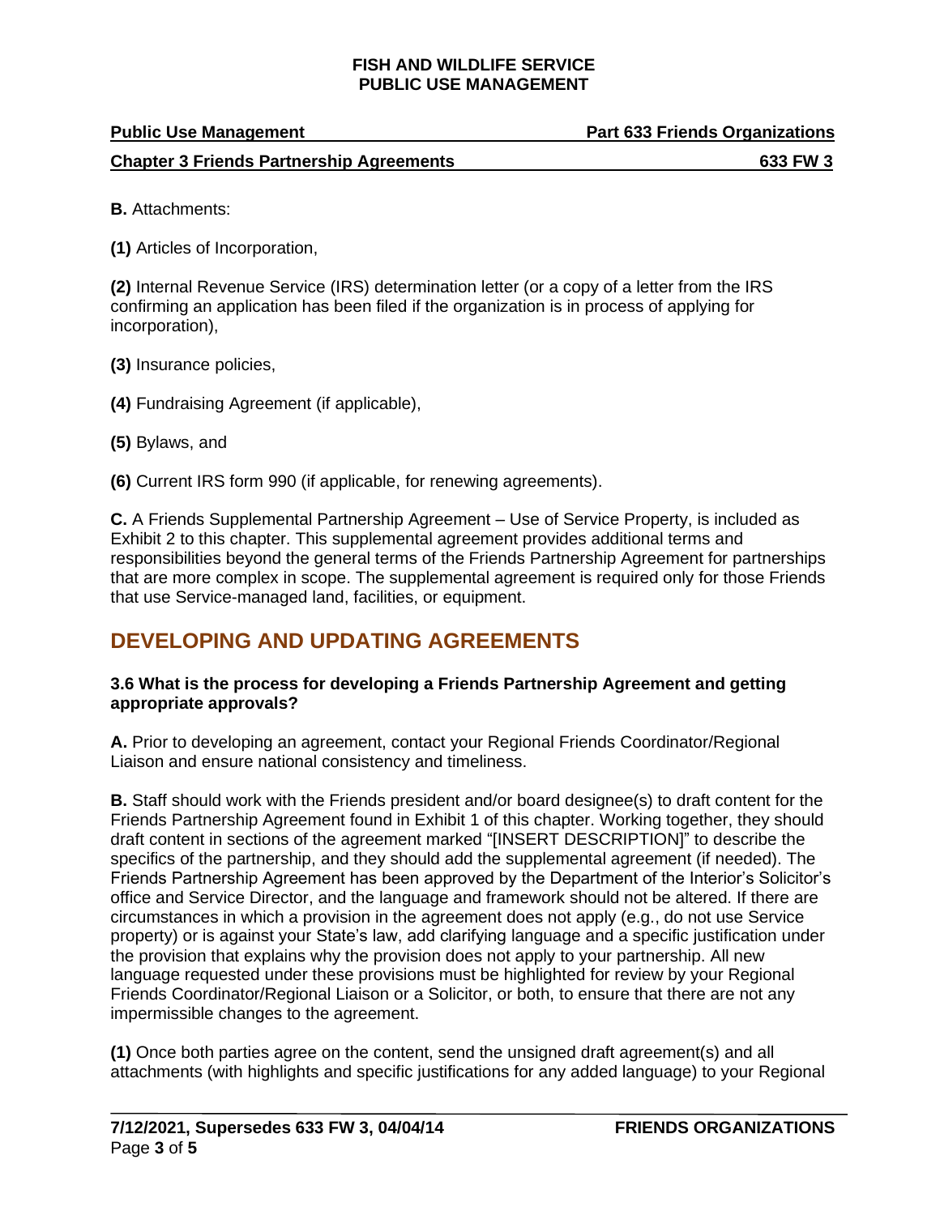**B.** Attachments:

**(1)** Articles of Incorporation,

**(2)** Internal Revenue Service (IRS) determination letter (or a copy of a letter from the IRS confirming an application has been filed if the organization is in process of applying for incorporation),

**(3)** Insurance policies,

**(4)** Fundraising Agreement (if applicable),

**(5)** Bylaws, and

**(6)** Current IRS form 990 (if applicable, for renewing agreements).

**C.** A Friends Supplemental Partnership Agreement – Use of Service Property, is included as Exhibit 2 to this chapter. This supplemental agreement provides additional terms and responsibilities beyond the general terms of the Friends Partnership Agreement for partnerships that are more complex in scope. The supplemental agreement is required only for those Friends that use Service-managed land, facilities, or equipment.

## DEVELOPING AND UPDATING AGREEMENTS

### 3.6 What is the process for developing a Friends Partnership Agreement and getting appropriate approvals?

**A.** Prior to developing an agreement, contact your Regional Friends Coordinator/Regional Liaison and ensure national consistency and timeliness.

**B.** Staff should work with the Friends president and/or board designee(s) to draft content for the Friends Partnership Agreement found in Exhibit 1 of this chapter. Working together, they should draft content in sections of the agreement marked "[INSERT DESCRIPTION]" to describe the specifics of the partnership, and they should add the supplemental agreement (if needed). The Friends Partnership Agreement has been approved by the Department of the Interior's Solicitor's office and Service Director, and the language and framework should not be altered. If there are circumstances in which a provision in the agreement does not apply (e.g., do not use Service property) or is against your State's law, add clarifying language and a specific justification under the provision that explains why the provision does not apply to your partnership. All new language requested under these provisions must be highlighted for review by your Regional Friends Coordinator/Regional Liaison or a Solicitor, or both, to ensure that there are not any impermissible changes to the agreement.

**(1)** Once both parties agree on the content, send the unsigned draft agreement(s) and all attachments (with highlights and specific justifications for any added language) to your Regional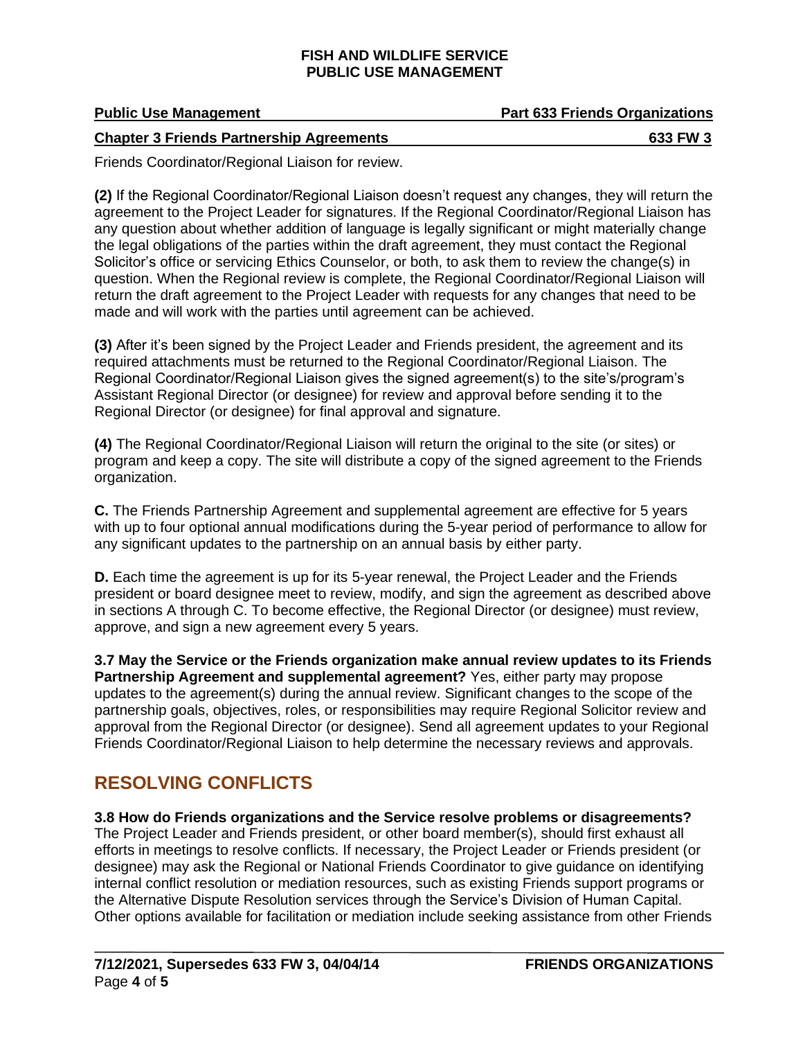Friends Coordinator/Regional Liaison for review.

**(2)** If the Regional Coordinator/Regional Liaison doesn't request any changes, they will return the agreement to the Project Leader for signatures. If the Regional Coordinator/Regional Liaison has any question about whether addition of language is legally significant or might materially change the legal obligations of the parties within the draft agreement, they must contact the Regional Solicitor's office or servicing Ethics Counselor, or both, to ask them to review the change(s) in question. When the Regional review is complete, the Regional Coordinator/Regional Liaison will return the draft agreement to the Project Leader with requests for any changes that need to be made and will work with the parties until agreement can be achieved.

**(3)** After it's been signed by the Project Leader and Friends president, the agreement and its required attachments must be returned to the Regional Coordinator/Regional Liaison. The Regional Coordinator/Regional Liaison gives the signed agreement(s) to the site's/program's Assistant Regional Director (or designee) for review and approval before sending it to the Regional Director (or designee) for final approval and signature.

**(4)** The Regional Coordinator/Regional Liaison will return the original to the site (or sites) or program and keep a copy. The site will distribute a copy of the signed agreement to the Friends organization.

**C.** The Friends Partnership Agreement and supplemental agreement are effective for 5 years with up to four optional annual modifications during the 5-year period of performance to allow for any significant updates to the partnership on an annual basis by either party.

**D.** Each time the agreement is up for its 5-year renewal, the Project Leader and the Friends president or board designee meet to review, modify, and sign the agreement as described above in sections A through C. To become effective, the Regional Director (or designee) must review, approve, and sign a new agreement every 5 years.

**3.7 May the Service or the Friends organization make annual review updates to its Friends Partnership Agreement and supplemental agreement?** Yes, either party may propose updates to the agreement(s) during the annual review. Significant changes to the scope of the partnership goals, objectives, roles, or responsibilities may require Regional Solicitor review and approval from the Regional Director (or designee). Send all agreement updates to your Regional Friends Coordinator/Regional Liaison to help determine the necessary reviews and approvals.

## RESOLVING CONFLICTS

**3.8 How do Friends organizations and the Service resolve problems or disagreements?** The Project Leader and Friends president, or other board member(s), should first exhaust all efforts in meetings to resolve conflicts. If necessary, the Project Leader or Friends president (or designee) may ask the Regional or National Friends Coordinator to give guidance on identifying internal conflict resolution or mediation resources, such as existing Friends support programs or the Alternative Dispute Resolution services through the Service's Division of Human Capital. Other options available for facilitation or mediation include seeking assistance from other Friends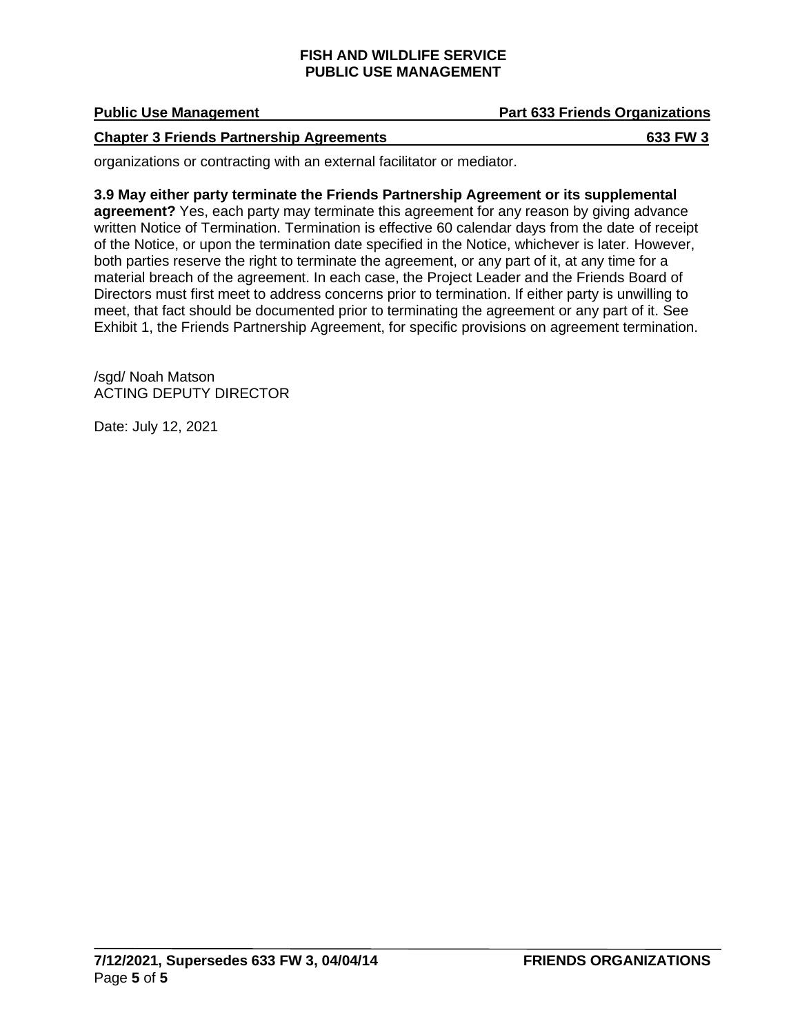organizations or contracting with an external facilitator or mediator.

**3.9 May either party terminate the Friends Partnership Agreement or its supplemental agreement?** Yes, each party may terminate this agreement for any reason by giving advance written Notice of Termination. Termination is effective 60 calendar days from the date of receipt of the Notice, or upon the termination date specified in the Notice, whichever is later. However, both parties reserve the right to terminate the agreement, or any part of it, at any time for a material breach of the agreement. In each case, the Project Leader and the Friends Board of Directors must first meet to address concerns prior to termination. If either party is unwilling to meet, that fact should be documented prior to terminating the agreement or any part of it. See Exhibit 1, the Friends Partnership Agreement, for specific provisions on agreement termination.

/sgd/ Noah Matson
ACTING DEPUTY DIRECTOR

Date: July 12, 2021